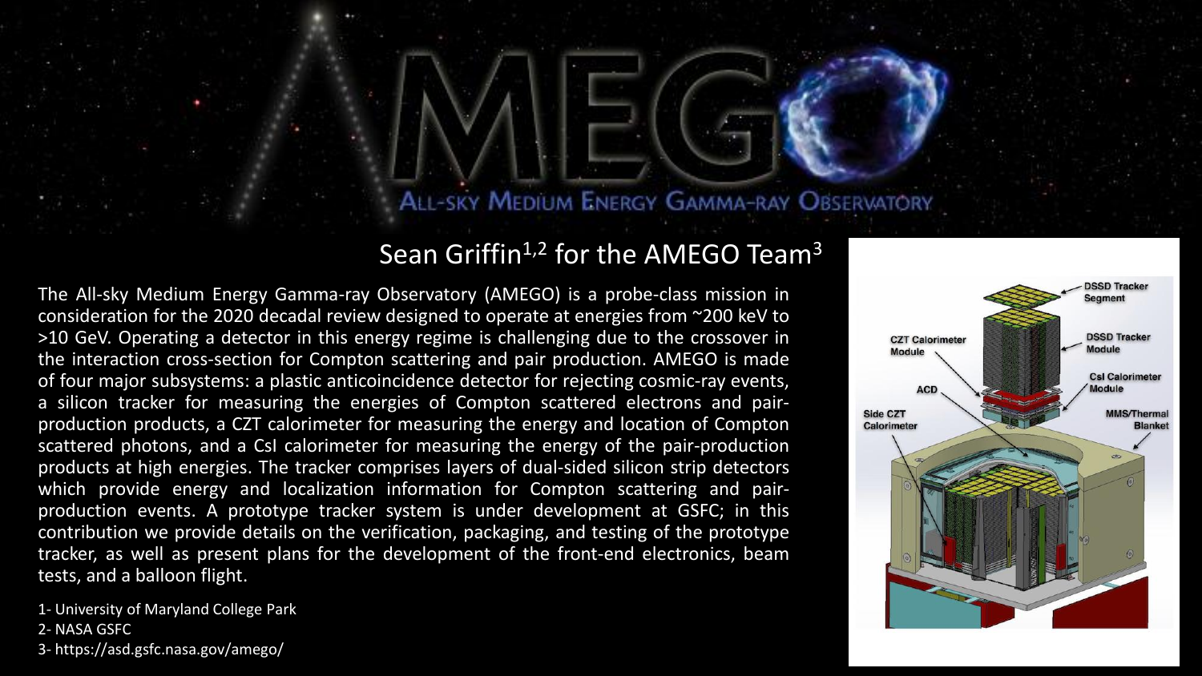# AMEGO

## All-sky Medium Energy Gamma-ray Observatory

Sean Griffin[1,2] for the AMEGO Team[3]

The All-sky Medium Energy Gamma-ray Observatory (AMEGO) is a probe-class mission in consideration for the 2020 decadal review designed to operate at energies from ~200 keV to >10 GeV. Operating a detector in this energy regime is challenging due to the crossover in the interaction cross-section for Compton scattering and pair production. AMEGO is made of four major subsystems: a plastic anticoincidence detector for rejecting cosmic-ray events, a silicon tracker for measuring the energies of Compton scattered electrons and pair-production products, a CZT calorimeter for measuring the energy and location of Compton scattered photons, and a CsI calorimeter for measuring the energy of the pair-production products at high energies. The tracker comprises layers of dual-sided silicon strip detectors which provide energy and localization information for Compton scattering and pair-production events. A prototype tracker system is under development at GSFC; in this contribution we provide details on the verification, packaging, and testing of the prototype tracker, as well as present plans for the development of the front-end electronics, beam tests, and a balloon flight.

1- University of Maryland College Park
2- NASA GSFC
3- https://asd.gsfc.nasa.gov/amego/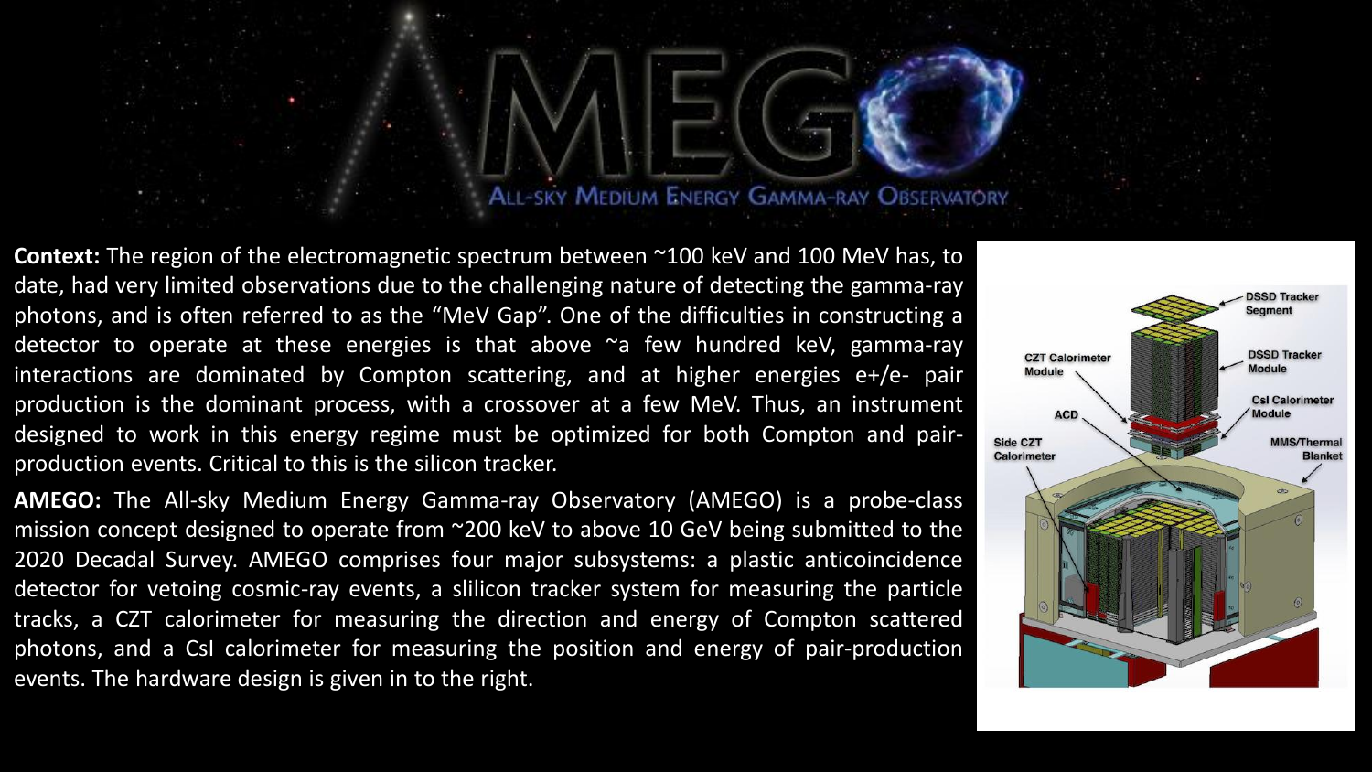# AMEGO

ALL-SKY MEDIUM ENERGY GAMMA-RAY OBSERVATORY

**Context:** The region of the electromagnetic spectrum between ~100 keV and 100 MeV has, to date, had very limited observations due to the challenging nature of detecting the gamma-ray photons, and is often referred to as the "MeV Gap". One of the difficulties in constructing a detector to operate at these energies is that above ~a few hundred keV, gamma-ray interactions are dominated by Compton scattering, and at higher energies e+/e- pair production is the dominant process, with a crossover at a few MeV. Thus, an instrument designed to work in this energy regime must be optimized for both Compton and pair-production events. Critical to this is the silicon tracker.

**AMEGO:** The All-sky Medium Energy Gamma-ray Observatory (AMEGO) is a probe-class mission concept designed to operate from ~200 keV to above 10 GeV being submitted to the 2020 Decadal Survey. AMEGO comprises four major subsystems: a plastic anticoincidence detector for vetoing cosmic-ray events, a slilicon tracker system for measuring the particle tracks, a CZT calorimeter for measuring the direction and energy of Compton scattered photons, and a CsI calorimeter for measuring the position and energy of pair-production events. The hardware design is given in to the right.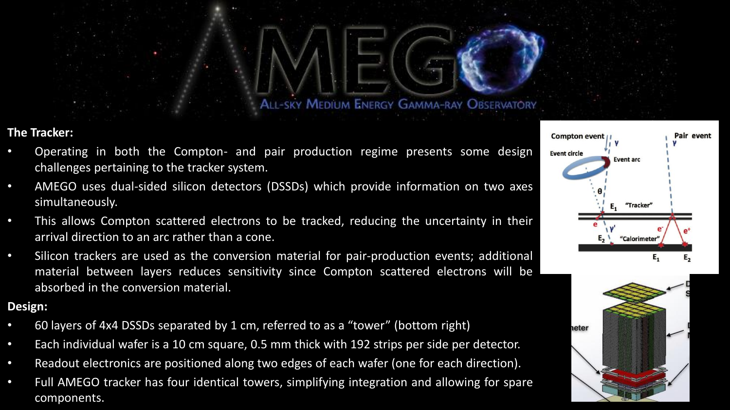# AMEGO

ALL-SKY MEDIUM ENERGY GAMMA-RAY OBSERVATORY

**The Tracker:**

- Operating in both the Compton- and pair production regime presents some design challenges pertaining to the tracker system.
- AMEGO uses dual-sided silicon detectors (DSSDs) which provide information on two axes simultaneously.
- This allows Compton scattered electrons to be tracked, reducing the uncertainty in their arrival direction to an arc rather than a cone.
- Silicon trackers are used as the conversion material for pair-production events; additional material between layers reduces sensitivity since Compton scattered electrons will be absorbed in the conversion material.

**Design:**

- 60 layers of 4x4 DSSDs separated by 1 cm, referred to as a "tower" (bottom right)
- Each individual wafer is a 10 cm square, 0.5 mm thick with 192 strips per side per detector.
- Readout electronics are positioned along two edges of each wafer (one for each direction).
- Full AMEGO tracker has four identical towers, simplifying integration and allowing for spare components.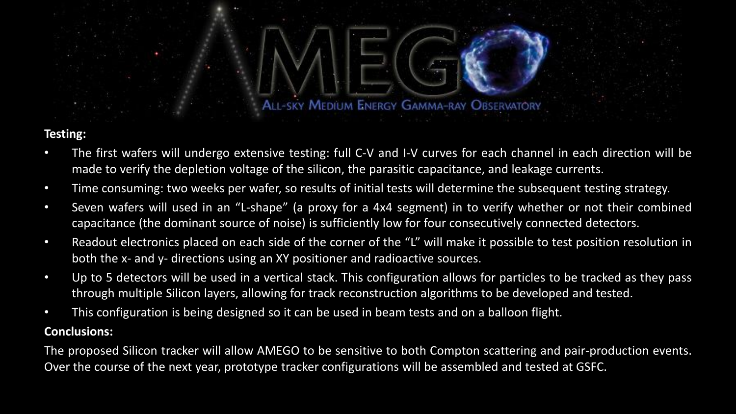AMEGO

ALL-SKY MEDIUM ENERGY GAMMA-RAY OBSERVATORY

**Testing:**

- The first wafers will undergo extensive testing: full C-V and I-V curves for each channel in each direction will be made to verify the depletion voltage of the silicon, the parasitic capacitance, and leakage currents.
- Time consuming: two weeks per wafer, so results of initial tests will determine the subsequent testing strategy.
- Seven wafers will used in an “L-shape” (a proxy for a 4x4 segment) in to verify whether or not their combined capacitance (the dominant source of noise) is sufficiently low for four consecutively connected detectors.
- Readout electronics placed on each side of the corner of the “L” will make it possible to test position resolution in both the x- and y- directions using an XY positioner and radioactive sources.
- Up to 5 detectors will be used in a vertical stack. This configuration allows for particles to be tracked as they pass through multiple Silicon layers, allowing for track reconstruction algorithms to be developed and tested.
- This configuration is being designed so it can be used in beam tests and on a balloon flight.

**Conclusions:**

The proposed Silicon tracker will allow AMEGO to be sensitive to both Compton scattering and pair-production events. Over the course of the next year, prototype tracker configurations will be assembled and tested at GSFC.